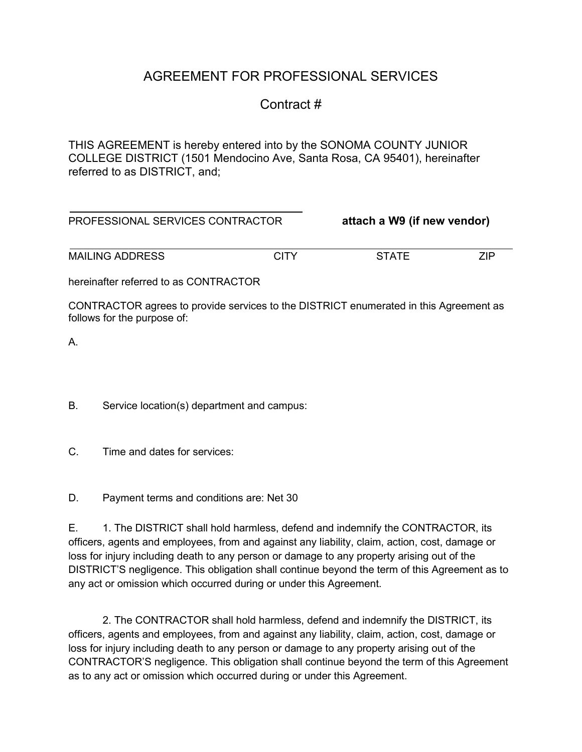# AGREEMENT FOR PROFESSIONAL SERVICES

## Contract #

THIS AGREEMENT is hereby entered into by the SONOMA COUNTY JUNIOR COLLEGE DISTRICT (1501 Mendocino Ave, Santa Rosa, CA 95401), hereinafter referred to as DISTRICT, and;

\_\_\_\_\_\_\_\_\_\_\_\_\_\_\_\_\_\_\_\_\_\_\_\_\_\_\_\_\_\_\_\_\_\_\_\_\_\_\_\_

PROFESSIONAL SERVICES CONTRACTOR **attach a W9 (if new vendor)**

\_\_\_\_\_\_\_\_\_\_\_\_\_\_\_\_\_\_\_\_\_\_\_\_\_\_\_\_\_\_\_\_\_\_\_\_\_\_\_\_\_\_\_\_\_\_\_\_\_\_\_\_\_\_\_\_\_\_\_\_\_\_\_\_\_\_\_\_\_\_\_\_\_\_\_\_

MAILING ADDRESS CITY STATE ZIP

hereinafter referred to as CONTRACTOR

CONTRACTOR agrees to provide services to the DISTRICT enumerated in this Agreement as follows for the purpose of:

A.

B. Service location(s) department and campus:

C. Time and dates for services:

D. Payment terms and conditions are: Net 30

E. 1. The DISTRICT shall hold harmless, defend and indemnify the CONTRACTOR, its officers, agents and employees, from and against any liability, claim, action, cost, damage or loss for injury including death to any person or damage to any property arising out of the DISTRICT'S negligence. This obligation shall continue beyond the term of this Agreement as to any act or omission which occurred during or under this Agreement.

2. The CONTRACTOR shall hold harmless, defend and indemnify the DISTRICT, its officers, agents and employees, from and against any liability, claim, action, cost, damage or loss for injury including death to any person or damage to any property arising out of the CONTRACTOR'S negligence. This obligation shall continue beyond the term of this Agreement as to any act or omission which occurred during or under this Agreement.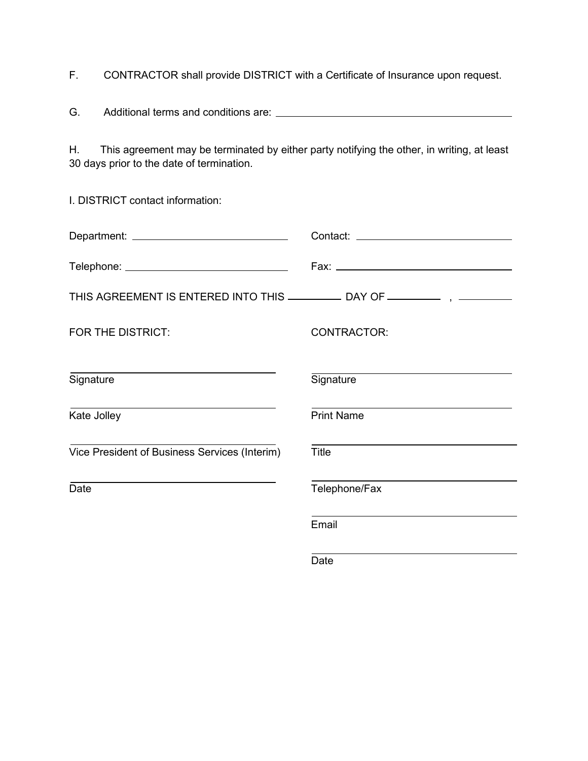F. CONTRACTOR shall provide DISTRICT with a Certificate of Insurance upon request.

G. Additional terms and conditions are: ______________________________

H. This agreement may be terminated by either party notifying the other, in writing, at least 30 days prior to the date of termination.

I. DISTRICT contact information:

Department: ______________________ Contact: ______________________

Telephone: ______________________ Fax: ______________________

THIS AGREEMENT IS ENTERED INTO THIS ________ DAY OF ________ , ________

| FOR THE DISTRICT: | CONTRACTOR: |
|---|---|
| Signature | Signature |
| Kate Jolley | Print Name |
| Vice President of Business Services (Interim) | Title |
| Date | Telephone/Fax |
| | Email |
| | Date |